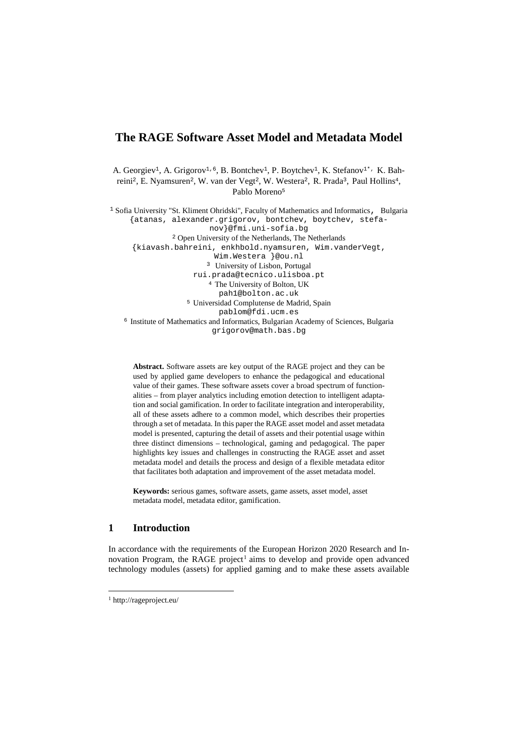# The RAGE Software Asset Model and Metadata Model

A. Georgiev[1], A. Grigorov[1,6], B. Bontchev[1], P. Boytchev[1], K. Stefanov[1*], K. Bahreini[2], E. Nyamsuren[2], W. van der Vegt[2], W. Westera[2], R. Prada[3], Paul Hollins[4], Pablo Moreno[5]

[1] Sofia University "St. Kliment Ohridski", Faculty of Mathematics and Informatics, Bulgaria
{atanas, alexander.grigorov, bontchev, boytchev, stefanov}@fmi.uni-sofia.bg

[2] Open University of the Netherlands, The Netherlands
{kiavash.bahreini, enkhbold.nyamsuren, Wim.vanderVegt, Wim.Westera }@ou.nl

[3] University of Lisbon, Portugal
rui.prada@tecnico.ulisboa.pt

[4] The University of Bolton, UK
pah1@bolton.ac.uk

[5] Universidad Complutense de Madrid, Spain
pablom@fdi.ucm.es

[6] Institute of Mathematics and Informatics, Bulgarian Academy of Sciences, Bulgaria
grigorov@math.bas.bg

**Abstract.** Software assets are key output of the RAGE project and they can be used by applied game developers to enhance the pedagogical and educational value of their games. These software assets cover a broad spectrum of functionalities – from player analytics including emotion detection to intelligent adaptation and social gamification. In order to facilitate integration and interoperability, all of these assets adhere to a common model, which describes their properties through a set of metadata. In this paper the RAGE asset model and asset metadata model is presented, capturing the detail of assets and their potential usage within three distinct dimensions – technological, gaming and pedagogical. The paper highlights key issues and challenges in constructing the RAGE asset and asset metadata model and details the process and design of a flexible metadata editor that facilitates both adaptation and improvement of the asset metadata model.

**Keywords:** serious games, software assets, game assets, asset model, asset metadata model, metadata editor, gamification.

## 1 Introduction

In accordance with the requirements of the European Horizon 2020 Research and Innovation Program, the RAGE project[1] aims to develop and provide open advanced technology modules (assets) for applied gaming and to make these assets available

[1] http://rageproject.eu/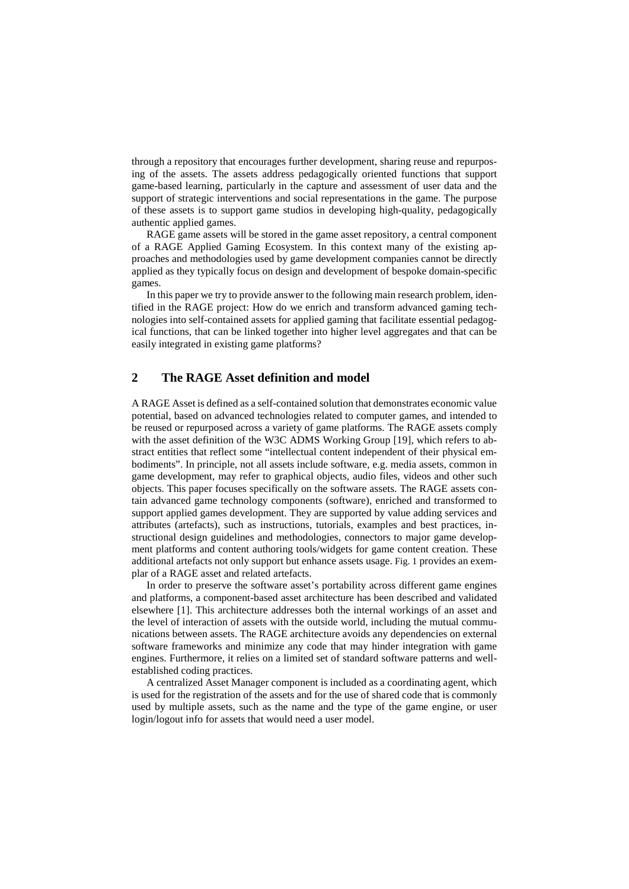through a repository that encourages further development, sharing reuse and repurposing of the assets. The assets address pedagogically oriented functions that support game-based learning, particularly in the capture and assessment of user data and the support of strategic interventions and social representations in the game. The purpose of these assets is to support game studios in developing high-quality, pedagogically authentic applied games.

RAGE game assets will be stored in the game asset repository, a central component of a RAGE Applied Gaming Ecosystem. In this context many of the existing approaches and methodologies used by game development companies cannot be directly applied as they typically focus on design and development of bespoke domain-specific games.

In this paper we try to provide answer to the following main research problem, identified in the RAGE project: How do we enrich and transform advanced gaming technologies into self-contained assets for applied gaming that facilitate essential pedagogical functions, that can be linked together into higher level aggregates and that can be easily integrated in existing game platforms?

## 2 The RAGE Asset definition and model

A RAGE Asset is defined as a self-contained solution that demonstrates economic value potential, based on advanced technologies related to computer games, and intended to be reused or repurposed across a variety of game platforms. The RAGE assets comply with the asset definition of the W3C ADMS Working Group [19], which refers to abstract entities that reflect some "intellectual content independent of their physical embodiments". In principle, not all assets include software, e.g. media assets, common in game development, may refer to graphical objects, audio files, videos and other such objects. This paper focuses specifically on the software assets. The RAGE assets contain advanced game technology components (software), enriched and transformed to support applied games development. They are supported by value adding services and attributes (artefacts), such as instructions, tutorials, examples and best practices, instructional design guidelines and methodologies, connectors to major game development platforms and content authoring tools/widgets for game content creation. These additional artefacts not only support but enhance assets usage. Fig. 1 provides an exemplar of a RAGE asset and related artefacts.

In order to preserve the software asset's portability across different game engines and platforms, a component-based asset architecture has been described and validated elsewhere [1]. This architecture addresses both the internal workings of an asset and the level of interaction of assets with the outside world, including the mutual communications between assets. The RAGE architecture avoids any dependencies on external software frameworks and minimize any code that may hinder integration with game engines. Furthermore, it relies on a limited set of standard software patterns and well-established coding practices.

A centralized Asset Manager component is included as a coordinating agent, which is used for the registration of the assets and for the use of shared code that is commonly used by multiple assets, such as the name and the type of the game engine, or user login/logout info for assets that would need a user model.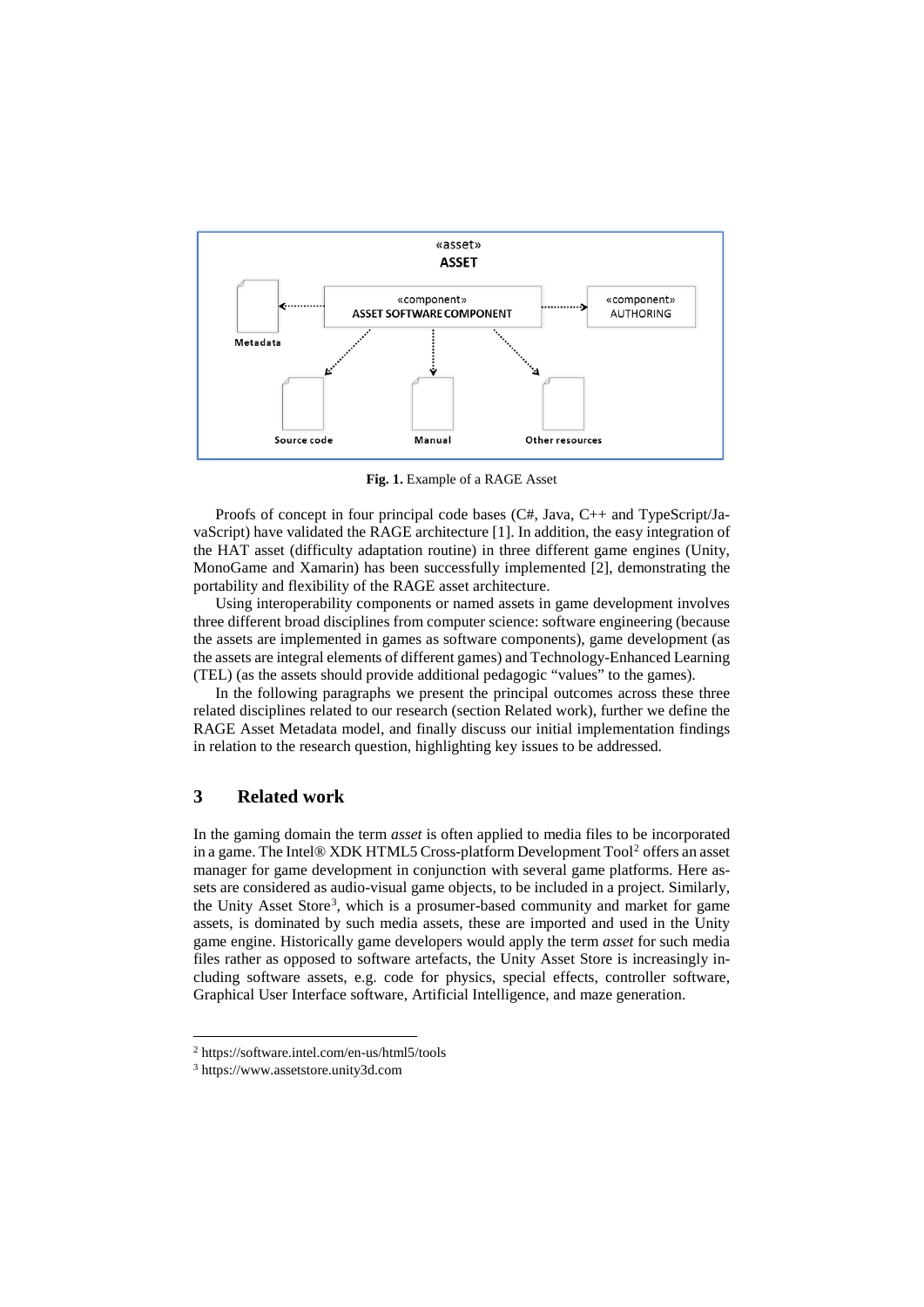«asset»
**ASSET**

«component»
**ASSET SOFTWARE COMPONENT**

«component»
AUTHORING

**Metadata**

**Source code**

**Manual**

**Other resources**

**Fig. 1.** Example of a RAGE Asset

Proofs of concept in four principal code bases (C#, Java, C++ and TypeScript/JavaScript) have validated the RAGE architecture [1]. In addition, the easy integration of the HAT asset (difficulty adaptation routine) in three different game engines (Unity, MonoGame and Xamarin) has been successfully implemented [2], demonstrating the portability and flexibility of the RAGE asset architecture.

Using interoperability components or named assets in game development involves three different broad disciplines from computer science: software engineering (because the assets are implemented in games as software components), game development (as the assets are integral elements of different games) and Technology-Enhanced Learning (TEL) (as the assets should provide additional pedagogic "values" to the games).

In the following paragraphs we present the principal outcomes across these three related disciplines related to our research (section Related work), further we define the RAGE Asset Metadata model, and finally discuss our initial implementation findings in relation to the research question, highlighting key issues to be addressed.

## 3 Related work

In the gaming domain the term *asset* is often applied to media files to be incorporated in a game. The Intel® XDK HTML5 Cross-platform Development Tool[2] offers an asset manager for game development in conjunction with several game platforms. Here assets are considered as audio-visual game objects, to be included in a project. Similarly, the Unity Asset Store[3], which is a prosumer-based community and market for game assets, is dominated by such media assets, these are imported and used in the Unity game engine. Historically game developers would apply the term *asset* for such media files rather as opposed to software artefacts, the Unity Asset Store is increasingly including software assets, e.g. code for physics, special effects, controller software, Graphical User Interface software, Artificial Intelligence, and maze generation.

[2] https://software.intel.com/en-us/html5/tools

[3] https://www.assetstore.unity3d.com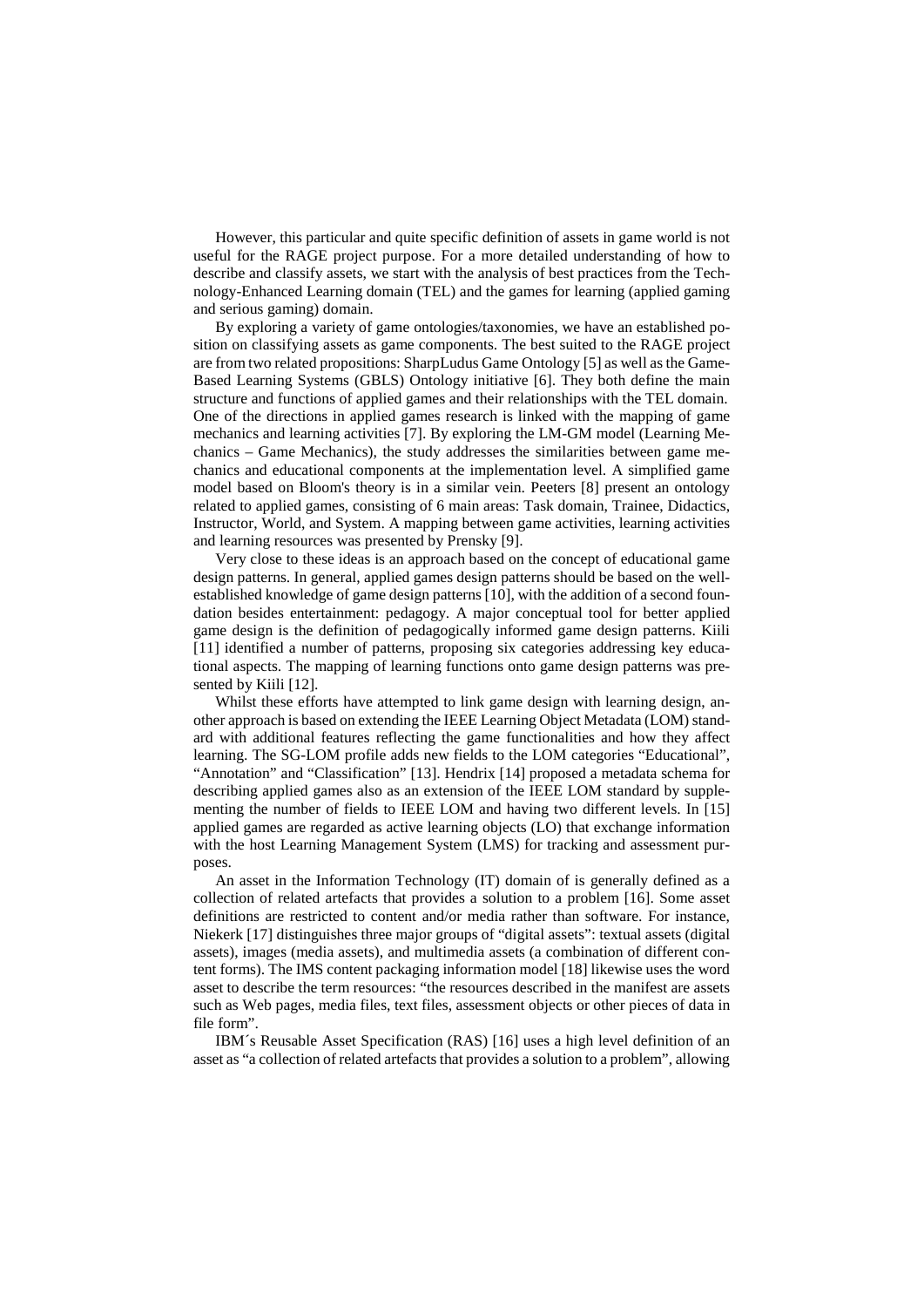However, this particular and quite specific definition of assets in game world is not useful for the RAGE project purpose. For a more detailed understanding of how to describe and classify assets, we start with the analysis of best practices from the Technology-Enhanced Learning domain (TEL) and the games for learning (applied gaming and serious gaming) domain.

By exploring a variety of game ontologies/taxonomies, we have an established position on classifying assets as game components. The best suited to the RAGE project are from two related propositions: SharpLudus Game Ontology [5] as well as the Game-Based Learning Systems (GBLS) Ontology initiative [6]. They both define the main structure and functions of applied games and their relationships with the TEL domain. One of the directions in applied games research is linked with the mapping of game mechanics and learning activities [7]. By exploring the LM-GM model (Learning Mechanics – Game Mechanics), the study addresses the similarities between game mechanics and educational components at the implementation level. A simplified game model based on Bloom's theory is in a similar vein. Peeters [8] present an ontology related to applied games, consisting of 6 main areas: Task domain, Trainee, Didactics, Instructor, World, and System. A mapping between game activities, learning activities and learning resources was presented by Prensky [9].

Very close to these ideas is an approach based on the concept of educational game design patterns. In general, applied games design patterns should be based on the well-established knowledge of game design patterns [10], with the addition of a second foundation besides entertainment: pedagogy. A major conceptual tool for better applied game design is the definition of pedagogically informed game design patterns. Kiili [11] identified a number of patterns, proposing six categories addressing key educational aspects. The mapping of learning functions onto game design patterns was presented by Kiili [12].

Whilst these efforts have attempted to link game design with learning design, another approach is based on extending the IEEE Learning Object Metadata (LOM) standard with additional features reflecting the game functionalities and how they affect learning. The SG-LOM profile adds new fields to the LOM categories "Educational", "Annotation" and "Classification" [13]. Hendrix [14] proposed a metadata schema for describing applied games also as an extension of the IEEE LOM standard by supplementing the number of fields to IEEE LOM and having two different levels. In [15] applied games are regarded as active learning objects (LO) that exchange information with the host Learning Management System (LMS) for tracking and assessment purposes.

An asset in the Information Technology (IT) domain of is generally defined as a collection of related artefacts that provides a solution to a problem [16]. Some asset definitions are restricted to content and/or media rather than software. For instance, Niekerk [17] distinguishes three major groups of "digital assets": textual assets (digital assets), images (media assets), and multimedia assets (a combination of different content forms). The IMS content packaging information model [18] likewise uses the word asset to describe the term resources: "the resources described in the manifest are assets such as Web pages, media files, text files, assessment objects or other pieces of data in file form".

IBM´s Reusable Asset Specification (RAS) [16] uses a high level definition of an asset as "a collection of related artefacts that provides a solution to a problem", allowing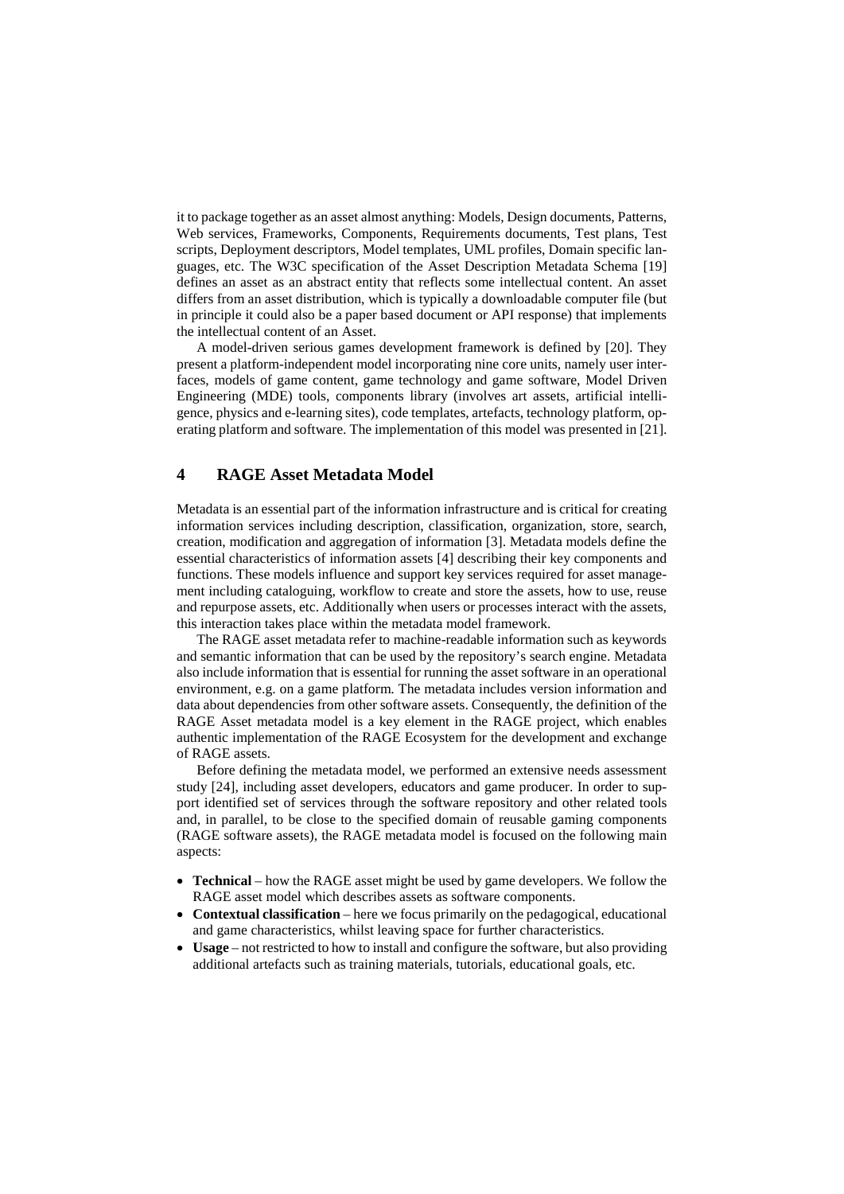it to package together as an asset almost anything: Models, Design documents, Patterns, Web services, Frameworks, Components, Requirements documents, Test plans, Test scripts, Deployment descriptors, Model templates, UML profiles, Domain specific languages, etc. The W3C specification of the Asset Description Metadata Schema [19] defines an asset as an abstract entity that reflects some intellectual content. An asset differs from an asset distribution, which is typically a downloadable computer file (but in principle it could also be a paper based document or API response) that implements the intellectual content of an Asset.

A model-driven serious games development framework is defined by [20]. They present a platform-independent model incorporating nine core units, namely user interfaces, models of game content, game technology and game software, Model Driven Engineering (MDE) tools, components library (involves art assets, artificial intelligence, physics and e-learning sites), code templates, artefacts, technology platform, operating platform and software. The implementation of this model was presented in [21].

## 4 RAGE Asset Metadata Model

Metadata is an essential part of the information infrastructure and is critical for creating information services including description, classification, organization, store, search, creation, modification and aggregation of information [3]. Metadata models define the essential characteristics of information assets [4] describing their key components and functions. These models influence and support key services required for asset management including cataloguing, workflow to create and store the assets, how to use, reuse and repurpose assets, etc. Additionally when users or processes interact with the assets, this interaction takes place within the metadata model framework.

The RAGE asset metadata refer to machine-readable information such as keywords and semantic information that can be used by the repository's search engine. Metadata also include information that is essential for running the asset software in an operational environment, e.g. on a game platform. The metadata includes version information and data about dependencies from other software assets. Consequently, the definition of the RAGE Asset metadata model is a key element in the RAGE project, which enables authentic implementation of the RAGE Ecosystem for the development and exchange of RAGE assets.

Before defining the metadata model, we performed an extensive needs assessment study [24], including asset developers, educators and game producer. In order to support identified set of services through the software repository and other related tools and, in parallel, to be close to the specified domain of reusable gaming components (RAGE software assets), the RAGE metadata model is focused on the following main aspects:

- **Technical** – how the RAGE asset might be used by game developers. We follow the RAGE asset model which describes assets as software components.
- **Contextual classification** – here we focus primarily on the pedagogical, educational and game characteristics, whilst leaving space for further characteristics.
- **Usage** – not restricted to how to install and configure the software, but also providing additional artefacts such as training materials, tutorials, educational goals, etc.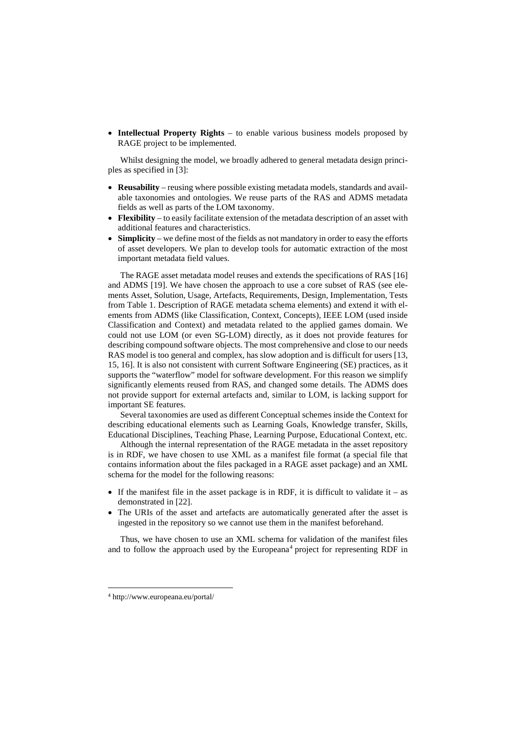- **Intellectual Property Rights** – to enable various business models proposed by RAGE project to be implemented.

Whilst designing the model, we broadly adhered to general metadata design principles as specified in [3]:

- **Reusability** – reusing where possible existing metadata models, standards and available taxonomies and ontologies. We reuse parts of the RAS and ADMS metadata fields as well as parts of the LOM taxonomy.
- **Flexibility** – to easily facilitate extension of the metadata description of an asset with additional features and characteristics.
- **Simplicity** – we define most of the fields as not mandatory in order to easy the efforts of asset developers. We plan to develop tools for automatic extraction of the most important metadata field values.

The RAGE asset metadata model reuses and extends the specifications of RAS [16] and ADMS [19]. We have chosen the approach to use a core subset of RAS (see elements Asset, Solution, Usage, Artefacts, Requirements, Design, Implementation, Tests from Table 1. Description of RAGE metadata schema elements) and extend it with elements from ADMS (like Classification, Context, Concepts), IEEE LOM (used inside Classification and Context) and metadata related to the applied games domain. We could not use LOM (or even SG-LOM) directly, as it does not provide features for describing compound software objects. The most comprehensive and close to our needs RAS model is too general and complex, has slow adoption and is difficult for users [13, 15, 16]. It is also not consistent with current Software Engineering (SE) practices, as it supports the "waterflow" model for software development. For this reason we simplify significantly elements reused from RAS, and changed some details. The ADMS does not provide support for external artefacts and, similar to LOM, is lacking support for important SE features.

Several taxonomies are used as different Conceptual schemes inside the Context for describing educational elements such as Learning Goals, Knowledge transfer, Skills, Educational Disciplines, Teaching Phase, Learning Purpose, Educational Context, etc.

Although the internal representation of the RAGE metadata in the asset repository is in RDF, we have chosen to use XML as a manifest file format (a special file that contains information about the files packaged in a RAGE asset package) and an XML schema for the model for the following reasons:

- If the manifest file in the asset package is in RDF, it is difficult to validate it – as demonstrated in [22].
- The URIs of the asset and artefacts are automatically generated after the asset is ingested in the repository so we cannot use them in the manifest beforehand.

Thus, we have chosen to use an XML schema for validation of the manifest files and to follow the approach used by the Europeana[4] project for representing RDF in

[4] http://www.europeana.eu/portal/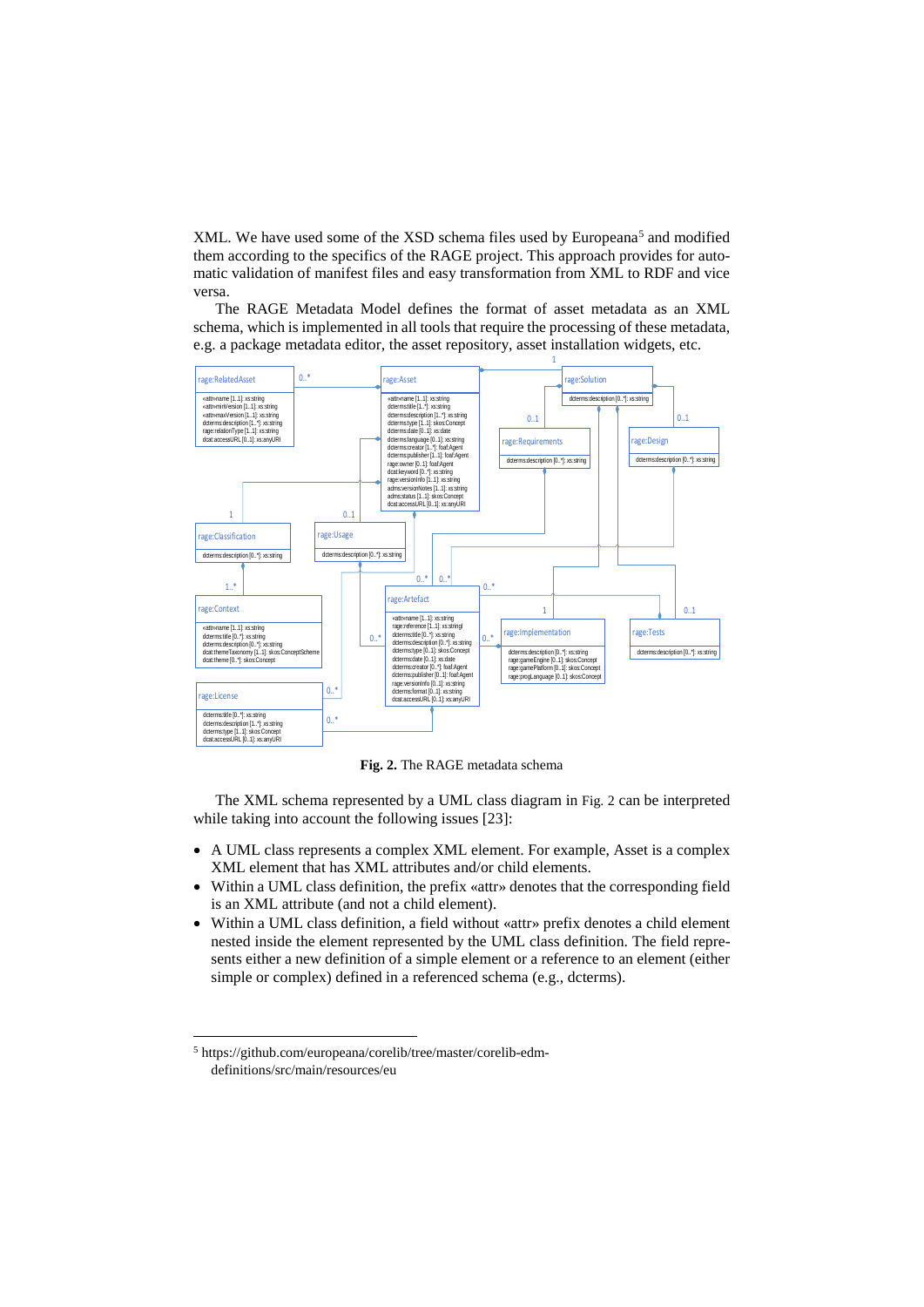XML. We have used some of the XSD schema files used by Europeana[5] and modified them according to the specifics of the RAGE project. This approach provides for automatic validation of manifest files and easy transformation from XML to RDF and vice versa.

The RAGE Metadata Model defines the format of asset metadata as an XML schema, which is implemented in all tools that require the processing of these metadata, e.g. a package metadata editor, the asset repository, asset installation widgets, etc.

**Fig. 2.** The RAGE metadata schema

The XML schema represented by a UML class diagram in Fig. 2 can be interpreted while taking into account the following issues [23]:

- A UML class represents a complex XML element. For example, Asset is a complex XML element that has XML attributes and/or child elements.
- Within a UML class definition, the prefix «attr» denotes that the corresponding field is an XML attribute (and not a child element).
- Within a UML class definition, a field without «attr» prefix denotes a child element nested inside the element represented by the UML class definition. The field represents either a new definition of a simple element or a reference to an element (either simple or complex) defined in a referenced schema (e.g., dcterms).

[5] https://github.com/europeana/corelib/tree/master/corelib-edm-definitions/src/main/resources/eu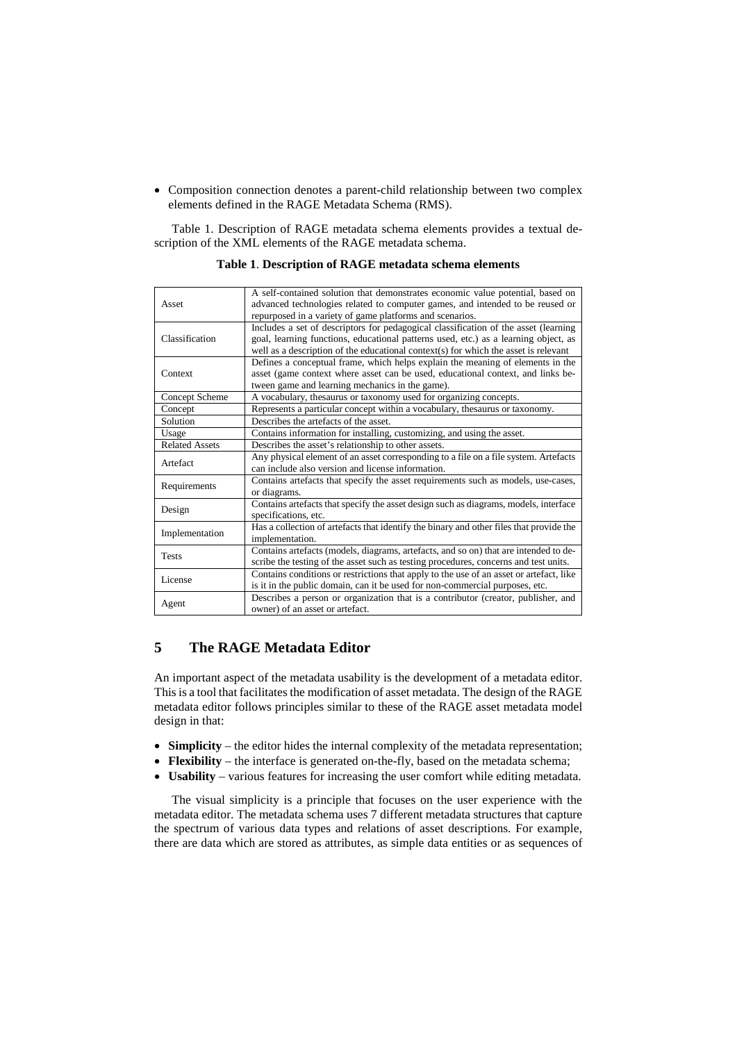- Composition connection denotes a parent-child relationship between two complex elements defined in the RAGE Metadata Schema (RMS).

Table 1. Description of RAGE metadata schema elements provides a textual description of the XML elements of the RAGE metadata schema.

**Table 1**. **Description of RAGE metadata schema elements**

| | |
|---|---|
| Asset | A self-contained solution that demonstrates economic value potential, based on advanced technologies related to computer games, and intended to be reused or repurposed in a variety of game platforms and scenarios. |
| Classification | Includes a set of descriptors for pedagogical classification of the asset (learning goal, learning functions, educational patterns used, etc.) as a learning object, as well as a description of the educational context(s) for which the asset is relevant |
| Context | Defines a conceptual frame, which helps explain the meaning of elements in the asset (game context where asset can be used, educational context, and links between game and learning mechanics in the game). |
| Concept Scheme | A vocabulary, thesaurus or taxonomy used for organizing concepts. |
| Concept | Represents a particular concept within a vocabulary, thesaurus or taxonomy. |
| Solution | Describes the artefacts of the asset. |
| Usage | Contains information for installing, customizing, and using the asset. |
| Related Assets | Describes the asset's relationship to other assets. |
| Artefact | Any physical element of an asset corresponding to a file on a file system. Artefacts can include also version and license information. |
| Requirements | Contains artefacts that specify the asset requirements such as models, use-cases, or diagrams. |
| Design | Contains artefacts that specify the asset design such as diagrams, models, interface specifications, etc. |
| Implementation | Has a collection of artefacts that identify the binary and other files that provide the implementation. |
| Tests | Contains artefacts (models, diagrams, artefacts, and so on) that are intended to describe the testing of the asset such as testing procedures, concerns and test units. |
| License | Contains conditions or restrictions that apply to the use of an asset or artefact, like is it in the public domain, can it be used for non-commercial purposes, etc. |
| Agent | Describes a person or organization that is a contributor (creator, publisher, and owner) of an asset or artefact. |

## 5 The RAGE Metadata Editor

An important aspect of the metadata usability is the development of a metadata editor. This is a tool that facilitates the modification of asset metadata. The design of the RAGE metadata editor follows principles similar to these of the RAGE asset metadata model design in that:

- **Simplicity** – the editor hides the internal complexity of the metadata representation;
- **Flexibility** – the interface is generated on-the-fly, based on the metadata schema;
- **Usability** – various features for increasing the user comfort while editing metadata.

The visual simplicity is a principle that focuses on the user experience with the metadata editor. The metadata schema uses 7 different metadata structures that capture the spectrum of various data types and relations of asset descriptions. For example, there are data which are stored as attributes, as simple data entities or as sequences of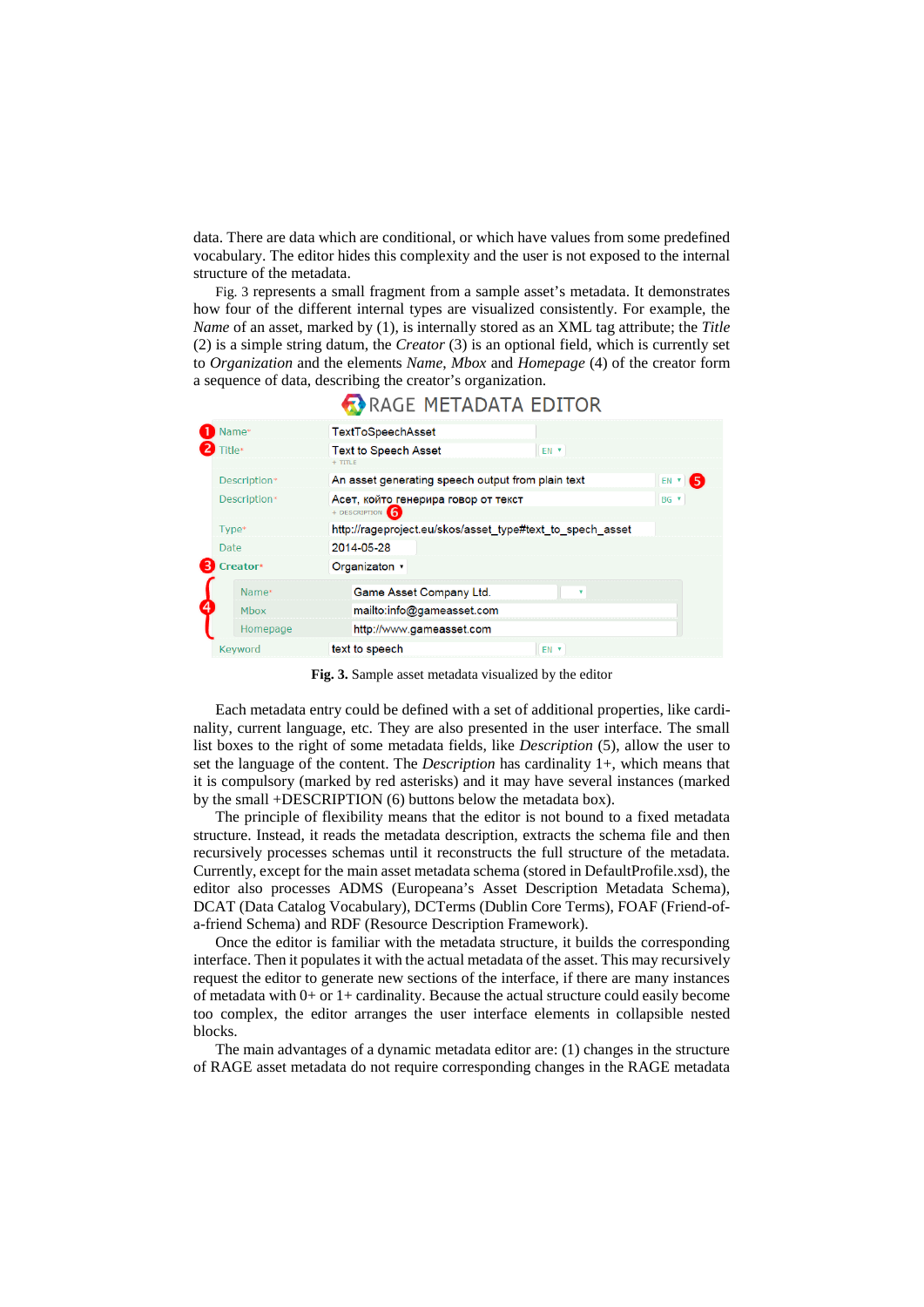data. There are data which are conditional, or which have values from some predefined vocabulary. The editor hides this complexity and the user is not exposed to the internal structure of the metadata.

Fig. 3 represents a small fragment from a sample asset's metadata. It demonstrates how four of the different internal types are visualized consistently. For example, the *Name* of an asset, marked by (1), is internally stored as an XML tag attribute; the *Title* (2) is a simple string datum, the *Creator* (3) is an optional field, which is currently set to *Organization* and the elements *Name*, *Mbox* and *Homepage* (4) of the creator form a sequence of data, describing the creator's organization.

RAGE METADATA EDITOR

| | | | |
|---|---|---|---|
| 1 | Name* | TextToSpeechAsset | |
| 2 | Title* | Text to Speech Asset | EN |
| | | + TITLE | |
| | Description* | An asset generating speech output from plain text | EN (5) |
| | Description* | Асет, който генерира говор от текст | BG |
| | | + DESCRIPTION (6) | |
| | Type* | http://rageproject.eu/skos/asset_type#text_to_spech_asset | |
| | Date | 2014-05-28 | |
| 3 | Creator* | Organizaton | |
| 4 | Name* | Game Asset Company Ltd. | |
| 4 | Mbox | mailto:info@gameasset.com | |
| 4 | Homepage | http://www.gameasset.com | |
| | Keyword | text to speech | EN |

**Fig. 3.** Sample asset metadata visualized by the editor

Each metadata entry could be defined with a set of additional properties, like cardinality, current language, etc. They are also presented in the user interface. The small list boxes to the right of some metadata fields, like *Description* (5), allow the user to set the language of the content. The *Description* has cardinality 1+, which means that it is compulsory (marked by red asterisks) and it may have several instances (marked by the small +DESCRIPTION (6) buttons below the metadata box).

The principle of flexibility means that the editor is not bound to a fixed metadata structure. Instead, it reads the metadata description, extracts the schema file and then recursively processes schemas until it reconstructs the full structure of the metadata. Currently, except for the main asset metadata schema (stored in DefaultProfile.xsd), the editor also processes ADMS (Europeana's Asset Description Metadata Schema), DCAT (Data Catalog Vocabulary), DCTerms (Dublin Core Terms), FOAF (Friend-of-a-friend Schema) and RDF (Resource Description Framework).

Once the editor is familiar with the metadata structure, it builds the corresponding interface. Then it populates it with the actual metadata of the asset. This may recursively request the editor to generate new sections of the interface, if there are many instances of metadata with 0+ or 1+ cardinality. Because the actual structure could easily become too complex, the editor arranges the user interface elements in collapsible nested blocks.

The main advantages of a dynamic metadata editor are: (1) changes in the structure of RAGE asset metadata do not require corresponding changes in the RAGE metadata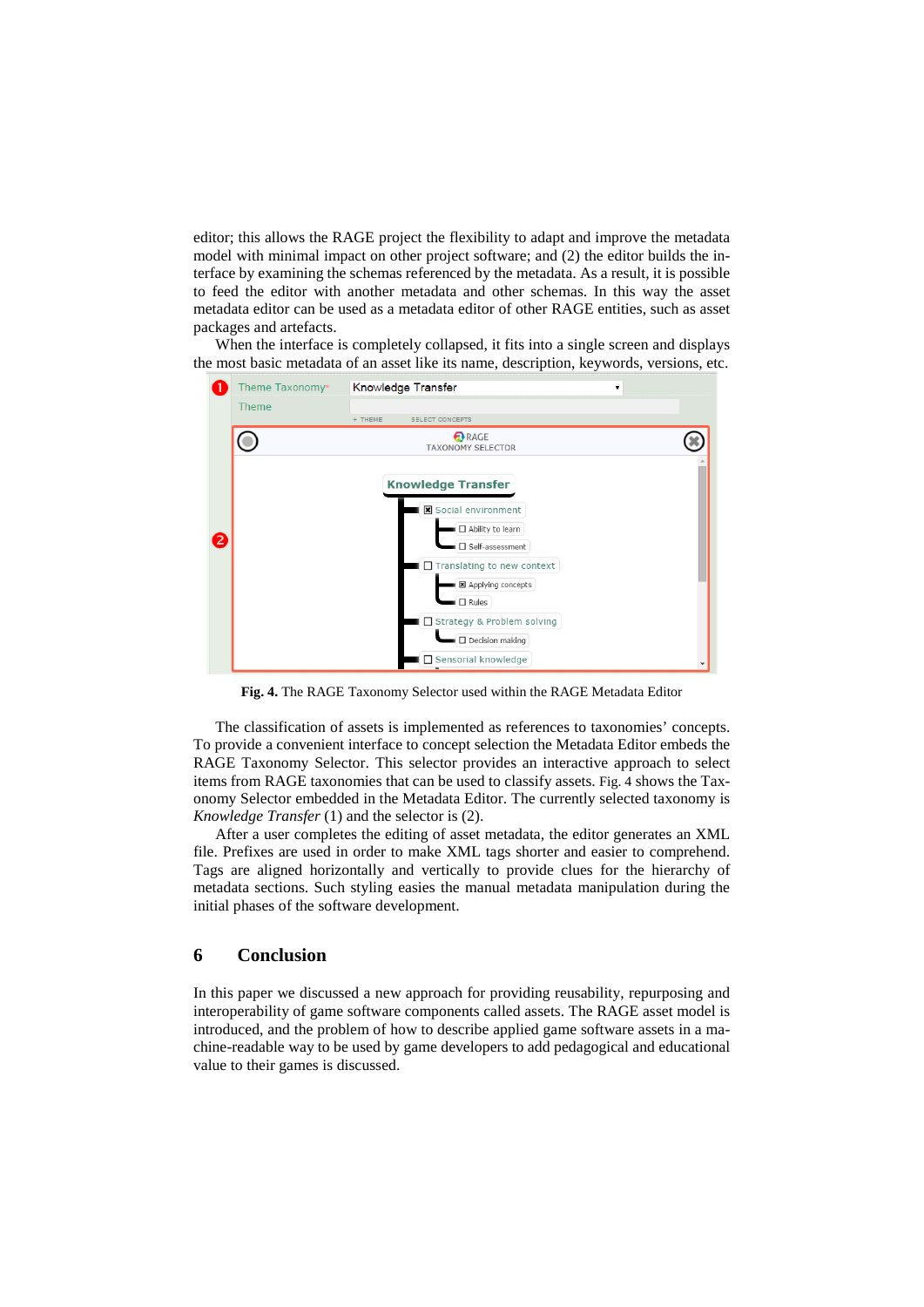editor; this allows the RAGE project the flexibility to adapt and improve the metadata model with minimal impact on other project software; and (2) the editor builds the interface by examining the schemas referenced by the metadata. As a result, it is possible to feed the editor with another metadata and other schemas. In this way the asset metadata editor can be used as a metadata editor of other RAGE entities, such as asset packages and artefacts.

When the interface is completely collapsed, it fits into a single screen and displays the most basic metadata of an asset like its name, description, keywords, versions, etc.

**Fig. 4.** The RAGE Taxonomy Selector used within the RAGE Metadata Editor

The classification of assets is implemented as references to taxonomies' concepts. To provide a convenient interface to concept selection the Metadata Editor embeds the RAGE Taxonomy Selector. This selector provides an interactive approach to select items from RAGE taxonomies that can be used to classify assets. Fig. 4 shows the Taxonomy Selector embedded in the Metadata Editor. The currently selected taxonomy is *Knowledge Transfer* (1) and the selector is (2).

After a user completes the editing of asset metadata, the editor generates an XML file. Prefixes are used in order to make XML tags shorter and easier to comprehend. Tags are aligned horizontally and vertically to provide clues for the hierarchy of metadata sections. Such styling easies the manual metadata manipulation during the initial phases of the software development.

## 6 Conclusion

In this paper we discussed a new approach for providing reusability, repurposing and interoperability of game software components called assets. The RAGE asset model is introduced, and the problem of how to describe applied game software assets in a machine-readable way to be used by game developers to add pedagogical and educational value to their games is discussed.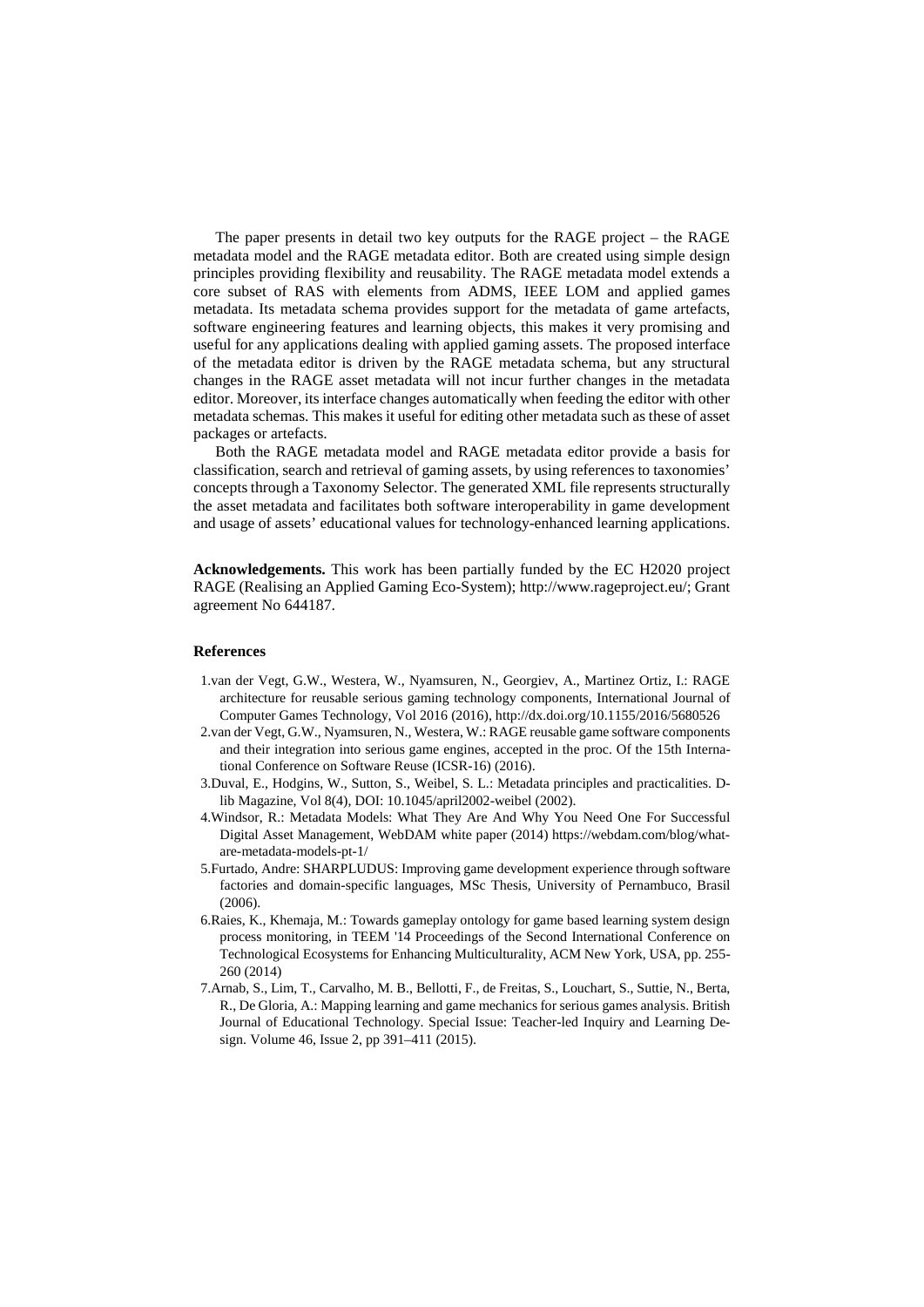The paper presents in detail two key outputs for the RAGE project – the RAGE metadata model and the RAGE metadata editor. Both are created using simple design principles providing flexibility and reusability. The RAGE metadata model extends a core subset of RAS with elements from ADMS, IEEE LOM and applied games metadata. Its metadata schema provides support for the metadata of game artefacts, software engineering features and learning objects, this makes it very promising and useful for any applications dealing with applied gaming assets. The proposed interface of the metadata editor is driven by the RAGE metadata schema, but any structural changes in the RAGE asset metadata will not incur further changes in the metadata editor. Moreover, its interface changes automatically when feeding the editor with other metadata schemas. This makes it useful for editing other metadata such as these of asset packages or artefacts.

Both the RAGE metadata model and RAGE metadata editor provide a basis for classification, search and retrieval of gaming assets, by using references to taxonomies' concepts through a Taxonomy Selector. The generated XML file represents structurally the asset metadata and facilitates both software interoperability in game development and usage of assets' educational values for technology-enhanced learning applications.

**Acknowledgements.** This work has been partially funded by the EC H2020 project RAGE (Realising an Applied Gaming Eco-System); http://www.rageproject.eu/; Grant agreement No 644187.

### References

1. van der Vegt, G.W., Westera, W., Nyamsuren, N., Georgiev, A., Martinez Ortiz, I.: RAGE architecture for reusable serious gaming technology components, International Journal of Computer Games Technology, Vol 2016 (2016), http://dx.doi.org/10.1155/2016/5680526
2. van der Vegt, G.W., Nyamsuren, N., Westera, W.: RAGE reusable game software components and their integration into serious game engines, accepted in the proc. Of the 15th International Conference on Software Reuse (ICSR-16) (2016).
3. Duval, E., Hodgins, W., Sutton, S., Weibel, S. L.: Metadata principles and practicalities. D-lib Magazine, Vol 8(4), DOI: 10.1045/april2002-weibel (2002).
4. Windsor, R.: Metadata Models: What They Are And Why You Need One For Successful Digital Asset Management, WebDAM white paper (2014) https://webdam.com/blog/what-are-metadata-models-pt-1/
5. Furtado, Andre: SHARPLUDUS: Improving game development experience through software factories and domain-specific languages, MSc Thesis, University of Pernambuco, Brasil (2006).
6. Raies, K., Khemaja, M.: Towards gameplay ontology for game based learning system design process monitoring, in TEEM '14 Proceedings of the Second International Conference on Technological Ecosystems for Enhancing Multiculturality, ACM New York, USA, pp. 255-260 (2014)
7. Arnab, S., Lim, T., Carvalho, M. B., Bellotti, F., de Freitas, S., Louchart, S., Suttie, N., Berta, R., De Gloria, A.: Mapping learning and game mechanics for serious games analysis. British Journal of Educational Technology. Special Issue: Teacher-led Inquiry and Learning Design. Volume 46, Issue 2, pp 391–411 (2015).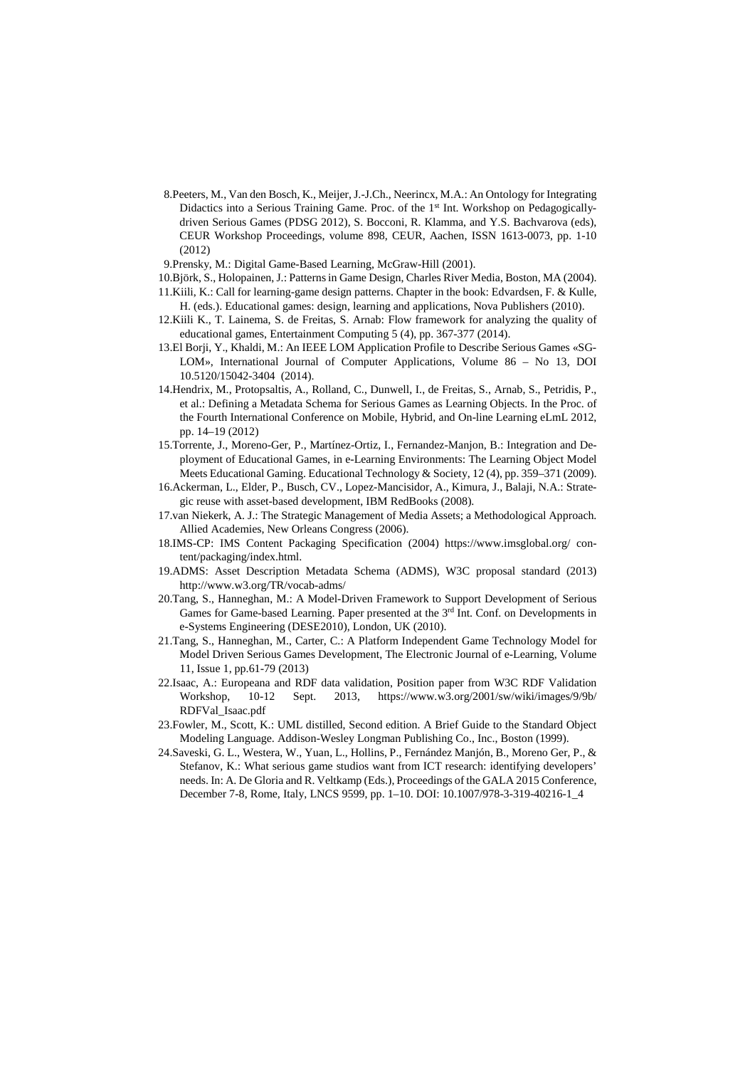8. Peeters, M., Van den Bosch, K., Meijer, J.-J.Ch., Neerincx, M.A.: An Ontology for Integrating Didactics into a Serious Training Game. Proc. of the 1st Int. Workshop on Pedagogically-driven Serious Games (PDSG 2012), S. Bocconi, R. Klamma, and Y.S. Bachvarova (eds), CEUR Workshop Proceedings, volume 898, CEUR, Aachen, ISSN 1613-0073, pp. 1-10 (2012)
9. Prensky, M.: Digital Game-Based Learning, McGraw-Hill (2001).
10. Björk, S., Holopainen, J.: Patterns in Game Design, Charles River Media, Boston, MA (2004).
11. Kiili, K.: Call for learning-game design patterns. Chapter in the book: Edvardsen, F. & Kulle, H. (eds.). Educational games: design, learning and applications, Nova Publishers (2010).
12. Kiili K., T. Lainema, S. de Freitas, S. Arnab: Flow framework for analyzing the quality of educational games, Entertainment Computing 5 (4), pp. 367-377 (2014).
13. El Borji, Y., Khaldi, M.: An IEEE LOM Application Profile to Describe Serious Games «SG-LOM», International Journal of Computer Applications, Volume 86 – No 13, DOI 10.5120/15042-3404 (2014).
14. Hendrix, M., Protopsaltis, A., Rolland, C., Dunwell, I., de Freitas, S., Arnab, S., Petridis, P., et al.: Defining a Metadata Schema for Serious Games as Learning Objects. In the Proc. of the Fourth International Conference on Mobile, Hybrid, and On-line Learning eLmL 2012, pp. 14–19 (2012)
15. Torrente, J., Moreno-Ger, P., Martínez-Ortiz, I., Fernandez-Manjon, B.: Integration and Deployment of Educational Games, in e-Learning Environments: The Learning Object Model Meets Educational Gaming. Educational Technology & Society, 12 (4), pp. 359–371 (2009).
16. Ackerman, L., Elder, P., Busch, CV., Lopez-Mancisidor, A., Kimura, J., Balaji, N.A.: Strategic reuse with asset-based development, IBM RedBooks (2008).
17. van Niekerk, A. J.: The Strategic Management of Media Assets; a Methodological Approach. Allied Academies, New Orleans Congress (2006).
18. IMS-CP: IMS Content Packaging Specification (2004) https://www.imsglobal.org/content/packaging/index.html.
19. ADMS: Asset Description Metadata Schema (ADMS), W3C proposal standard (2013) http://www.w3.org/TR/vocab-adms/
20. Tang, S., Hanneghan, M.: A Model-Driven Framework to Support Development of Serious Games for Game-based Learning. Paper presented at the 3rd Int. Conf. on Developments in e-Systems Engineering (DESE2010), London, UK (2010).
21. Tang, S., Hanneghan, M., Carter, C.: A Platform Independent Game Technology Model for Model Driven Serious Games Development, The Electronic Journal of e-Learning, Volume 11, Issue 1, pp.61-79 (2013)
22. Isaac, A.: Europeana and RDF data validation, Position paper from W3C RDF Validation Workshop, 10-12 Sept. 2013, https://www.w3.org/2001/sw/wiki/images/9/9b/RDFVal_Isaac.pdf
23. Fowler, M., Scott, K.: UML distilled, Second edition. A Brief Guide to the Standard Object Modeling Language. Addison-Wesley Longman Publishing Co., Inc., Boston (1999).
24. Saveski, G. L., Westera, W., Yuan, L., Hollins, P., Fernández Manjón, B., Moreno Ger, P., & Stefanov, K.: What serious game studios want from ICT research: identifying developers' needs. In: A. De Gloria and R. Veltkamp (Eds.), Proceedings of the GALA 2015 Conference, December 7-8, Rome, Italy, LNCS 9599, pp. 1–10. DOI: 10.1007/978-3-319-40216-1_4